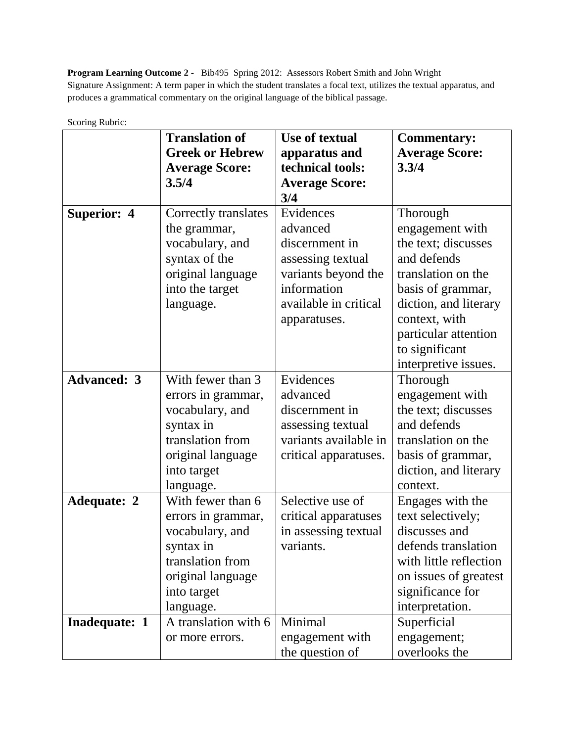**Program Learning Outcome 2 -** Bib495 Spring 2012: Assessors Robert Smith and John Wright
Signature Assignment: A term paper in which the student translates a focal text, utilizes the textual apparatus, and produces a grammatical commentary on the original language of the biblical passage.

Scoring Rubric:

| | **Translation of Greek or Hebrew Average Score: 3.5/4** | **Use of textual apparatus and technical tools: Average Score: 3/4** | **Commentary: Average Score: 3.3/4** |
|---|---|---|---|
| **Superior: 4** | Correctly translates the grammar, vocabulary, and syntax of the original language into the target language. | Evidences advanced discernment in assessing textual variants beyond the information available in critical apparatuses. | Thorough engagement with the text; discusses and defends translation on the basis of grammar, diction, and literary context, with particular attention to significant interpretive issues. |
| **Advanced: 3** | With fewer than 3 errors in grammar, vocabulary, and syntax in translation from original language into target language. | Evidences advanced discernment in assessing textual variants available in critical apparatuses. | Thorough engagement with the text; discusses and defends translation on the basis of grammar, diction, and literary context. |
| **Adequate: 2** | With fewer than 6 errors in grammar, vocabulary, and syntax in translation from original language into target language. | Selective use of critical apparatuses in assessing textual variants. | Engages with the text selectively; discusses and defends translation with little reflection on issues of greatest significance for interpretation. |
| **Inadequate: 1** | A translation with 6 or more errors. | Minimal engagement with the question of | Superficial engagement; overlooks the |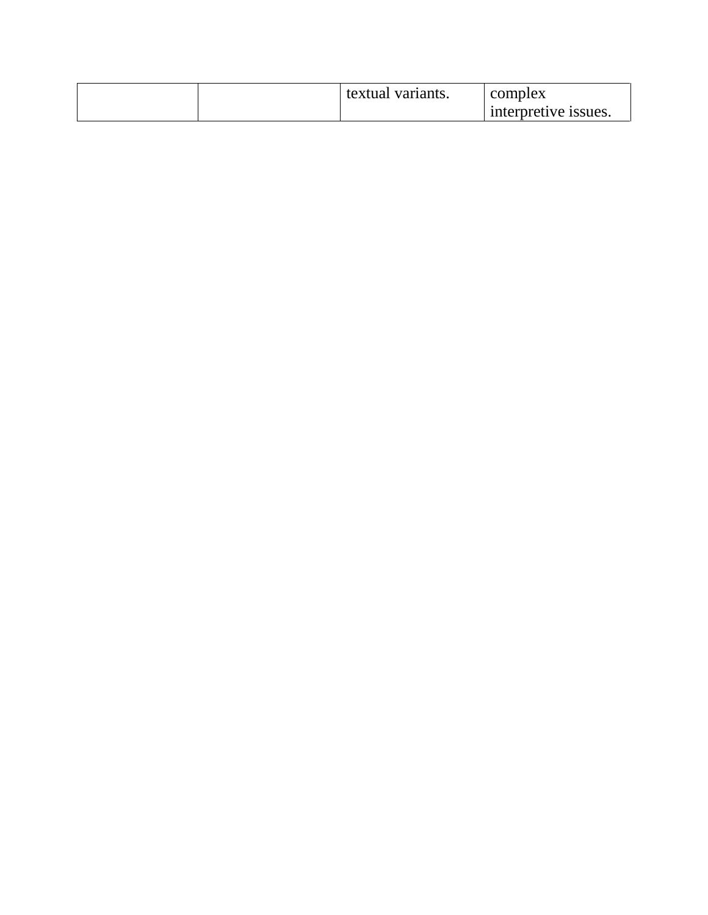| | | | |
|---|---|---|---|
| | | textual variants. | complex interpretive issues. |